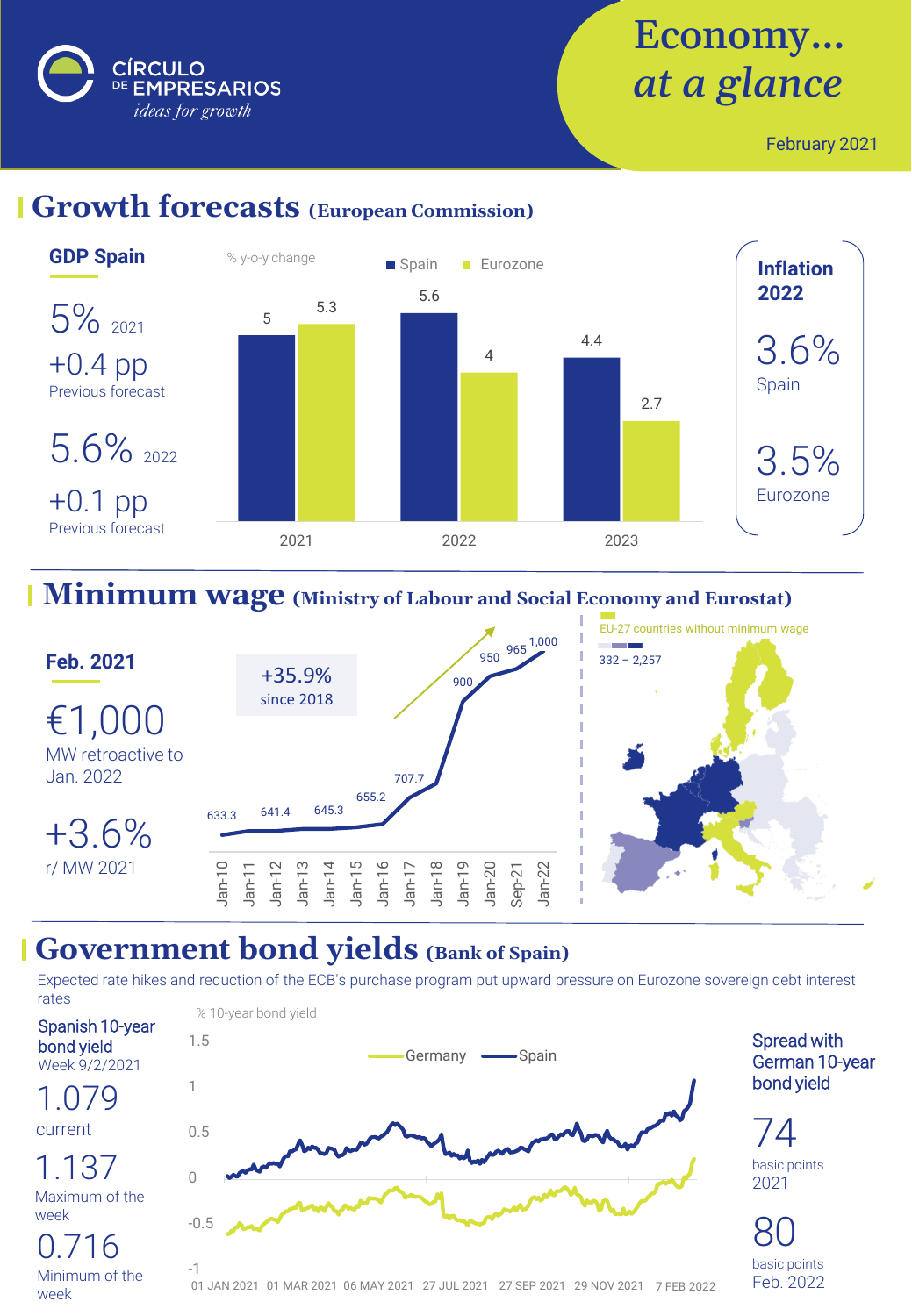CÍRCULO DE EMPRESARIOS

*ideas for growth*

# Economy… *at a glance*

February 2021

## Growth forecasts (European Commission)

### GDP Spain

5% 2021

+0.4 pp

Previous forecast

5.6% 2022

+0.1 pp

Previous forecast

% y-o-y change

| | Spain | Eurozone |
|---|---|---|
| 2021 | 5 | 5.3 |
| 2022 | 5.6 | 4 |
| 2023 | 4.4 | 2.7 |

### Inflation 2022

3.6%

Spain

3.5%

Eurozone

## Minimum wage (Ministry of Labour and Social Economy and Eurostat)

### Feb. 2021

€1,000

MW retroactive to Jan. 2022

+3.6%

r/ MW 2021

+35.9% since 2018

| Jan-10 | Jan-11 | Jan-12 | Jan-13 | Jan-14 | Jan-15 | Jan-16 | Jan-17 | Jan-18 | Jan-19 | Jan-20 | Sep-21 | Jan-22 |
|---|---|---|---|---|---|---|---|---|---|---|---|---|
| 633.3 | | 641.4 | | 645.3 | | 655.2 | 707.7 | | 900 | 950 | 965 | 1,000 |

EU-27 countries without minimum wage

332 – 2,257

## Government bond yields (Bank of Spain)

Expected rate hikes and reduction of the ECB's purchase program put upward pressure on Eurozone sovereign debt interest rates

### Spanish 10-year bond yield

Week 9/2/2021

1.079

current

1.137

Maximum of the week

0.716

Minimum of the week

% 10-year bond yield

Germany — Spain

01 JAN 2021 · 01 MAR 2021 · 06 MAY 2021 · 27 JUL 2021 · 27 SEP 2021 · 29 NOV 2021 · 7 FEB 2022

### Spread with German 10-year bond yield

74

basic points 2021

80

basic points Feb. 2022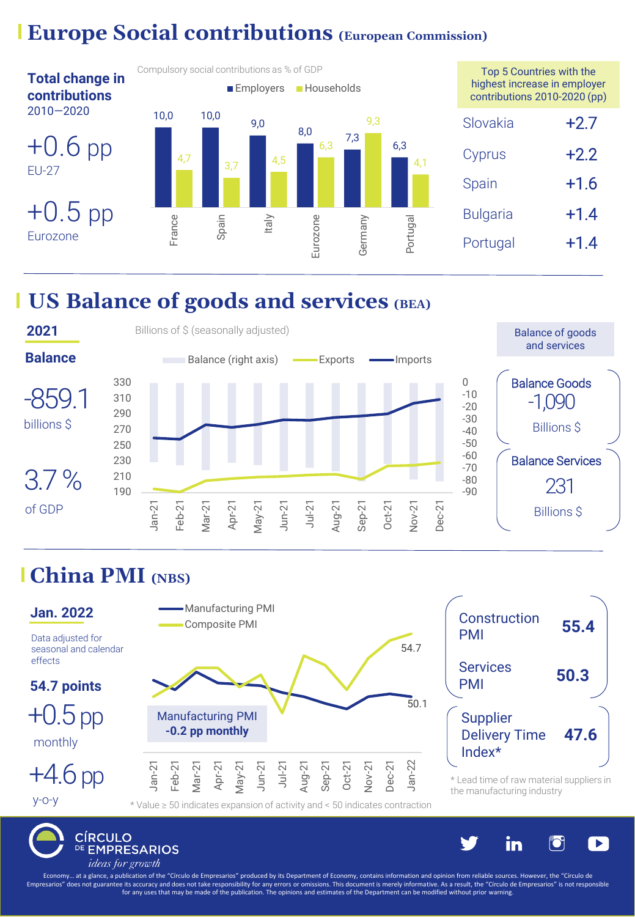# Europe Social contributions (European Commission)

**Total change in contributions**
2010—2020

+0.6 pp
EU-27

+0.5 pp
Eurozone

Compulsory social contributions as % of GDP

Employers
Households

10,0
4,7
France
10,0
3,7
Spain
9,0
4,5
Italy
8,0
6,3
Eurozone
7,3
9,3
Germany
6,3
4,1
Portugal

| Top 5 Countries with the highest increase in employer contributions 2010-2020 (pp) | |
|---|---|
| Slovakia | +2.7 |
| Cyprus | +2.2 |
| Spain | +1.6 |
| Bulgaria | +1.4 |
| Portugal | +1.4 |

# US Balance of goods and services (BEA)

**2021**

**Balance**

-859.1
billions $

3.7 %
of GDP

Billions of $ (seasonally adjusted)

Balance (right axis)
Exports
Imports

330
310
290
270
250
230
210
190

0
-10
-20
-30
-40
-50
-60
-70
-80
-90

Jan-21
Feb-21
Mar-21
Apr-21
May-21
Jun-21
Jul-21
Aug-21
Sep-21
Oct-21
Nov-21
Dec-21

Balance of goods and services

Balance Goods
-1,090
Billions $

Balance Services
231
Billions $

# China PMI (NBS)

**Jan. 2022**

Data adjusted for seasonal and calendar effects

**54.7 points**

+0.5 pp
monthly

+4.6 pp
y-o-y

Manufacturing PMI
Composite PMI

54.7
50.1

Manufacturing PMI
**-0.2 pp monthly**

Jan-21
Feb-21
Mar-21
Apr-21
May-21
Jun-21
Jul-21
Aug-21
Sep-21
Oct-21
Nov-21
Dec-21
Jan-22

* Value ≥ 50 indicates expansion of activity and < 50 indicates contraction

| | |
|---|---|
| Construction PMI | **55.4** |
| Services PMI | **50.3** |
| Supplier Delivery Time Index* | **47.6** |

* Lead time of raw material suppliers in the manufacturing industry

CÍRCULO DE EMPRESARIOS
*ideas for growth*

Economy... at a glance, a publication of the "Círculo de Empresarios" produced by its Department of Economy, contains information and opinion from reliable sources. However, the "Círculo de Empresarios" does not guarantee its accuracy and does not take responsibility for any errors or omissions. This document is merely informative. As a result, the "Círculo de Empresarios" is not responsible for any uses that may be made of the publication. The opinions and estimates of the Department can be modified without prior warning.